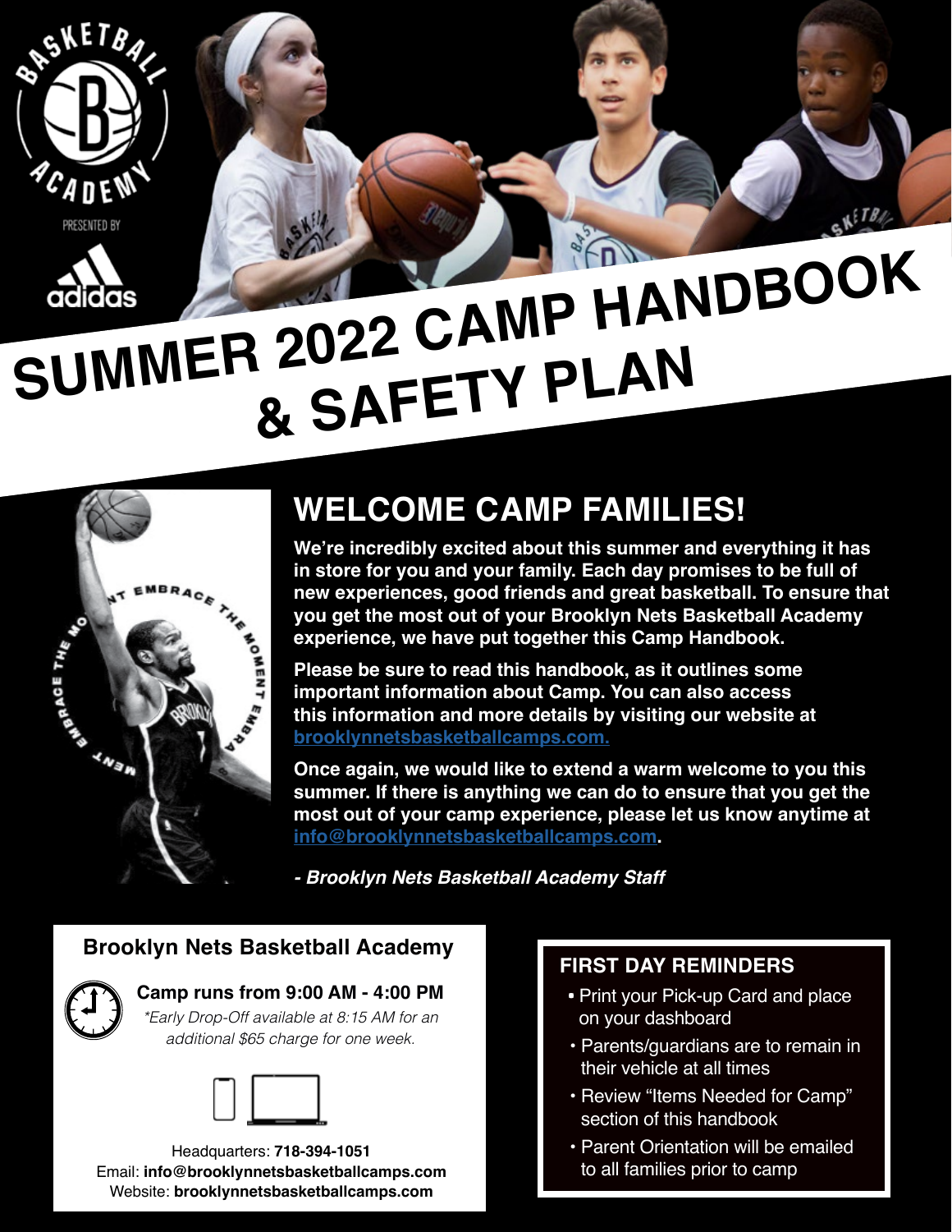# SUMMER 2022 CAMP HANDBOOK & SAFETY PLAN

## WELCOME CAMP FAMILIES!

**We're incredibly excited about this summer and everything it has in store for you and your family. Each day promises to be full of new experiences, good friends and great basketball. To ensure that you get the most out of your Brooklyn Nets Basketball Academy experience, we have put together this Camp Handbook.**

**Please be sure to read this handbook, as it outlines some important information about Camp. You can also access this information and more details by visiting our website at [brooklynnetsbasketballcamps.com.](brooklynnetsbasketballcamps.com)**

**Once again, we would like to extend a warm welcome to you this summer. If there is anything we can do to ensure that you get the most out of your camp experience, please let us know anytime at [info@brooklynnetsbasketballcamps.com](mailto:info@brooklynnetsbasketballcamps.com).**

***- Brooklyn Nets Basketball Academy Staff***

### Brooklyn Nets Basketball Academy

**Camp runs from 9:00 AM - 4:00 PM**

*\*Early Drop-Off available at 8:15 AM for an additional $65 charge for one week.*

Headquarters: **718-394-1051**
Email: **info@brooklynnetsbasketballcamps.com**
Website: **brooklynnetsbasketballcamps.com**

### FIRST DAY REMINDERS

- Print your Pick-up Card and place on your dashboard
- Parents/guardians are to remain in their vehicle at all times
- Review "Items Needed for Camp" section of this handbook
- Parent Orientation will be emailed to all families prior to camp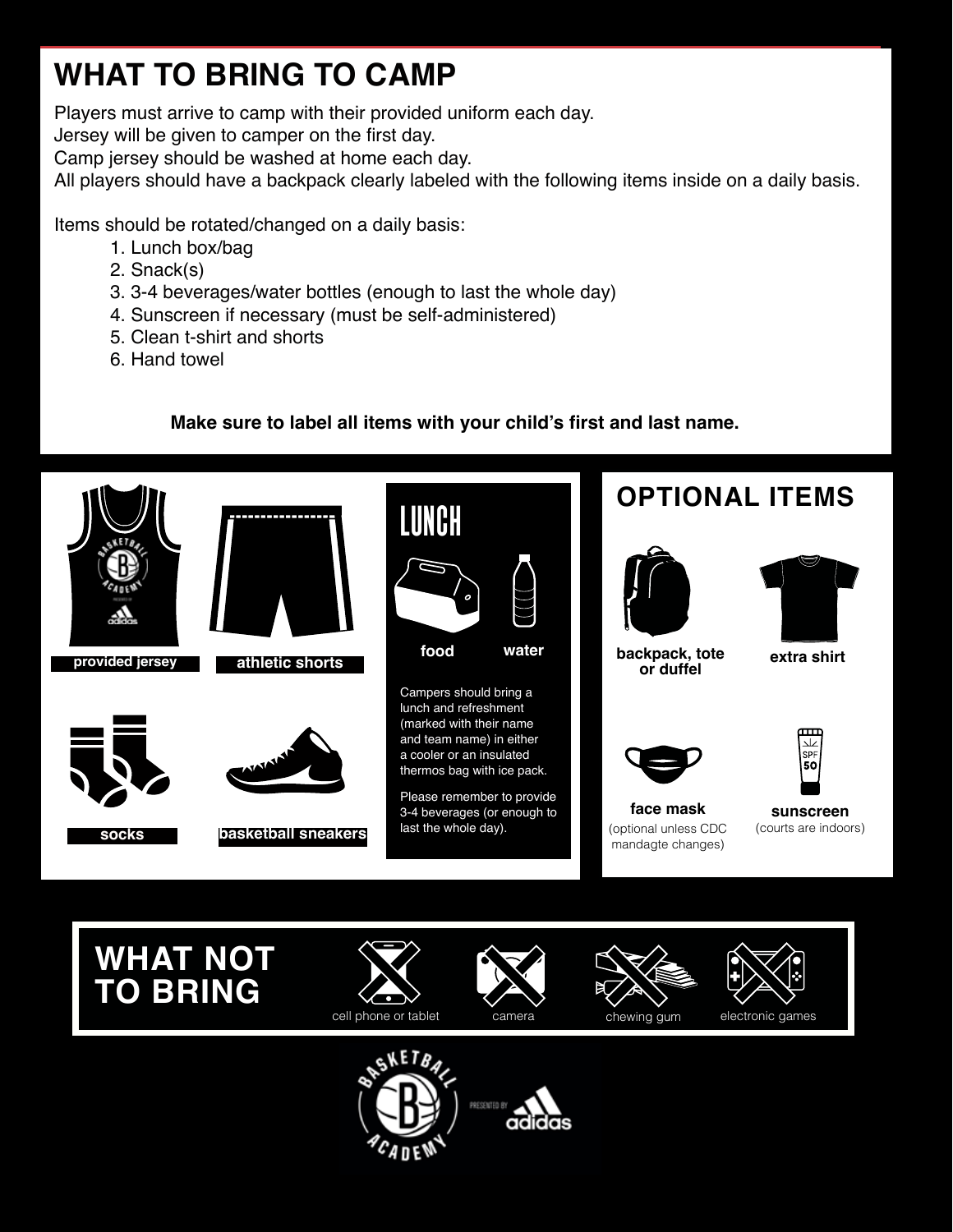# WHAT TO BRING TO CAMP

Players must arrive to camp with their provided uniform each day.
Jersey will be given to camper on the first day.
Camp jersey should be washed at home each day.
All players should have a backpack clearly labeled with the following items inside on a daily basis.

Items should be rotated/changed on a daily basis:

1. Lunch box/bag
2. Snack(s)
3. 3-4 beverages/water bottles (enough to last the whole day)
4. Sunscreen if necessary (must be self-administered)
5. Clean t-shirt and shorts
6. Hand towel

**Make sure to label all items with your child's first and last name.**

**provided jersey**

**athletic shorts**

**socks**

**basketball sneakers**

## LUNCH

**food** **water**

Campers should bring a lunch and refreshment (marked with their name and team name) in either a cooler or an insulated thermos bag with ice pack.

Please remember to provide 3-4 beverages (or enough to last the whole day).

## OPTIONAL ITEMS

**backpack, tote or duffel**

**extra shirt**

**face mask**
(optional unless CDC mandagte changes)

**sunscreen**
(courts are indoors)

## WHAT NOT TO BRING

- cell phone or tablet
- camera
- chewing gum
- electronic games

BASKETBALL ACADEMY PRESENTED BY adidas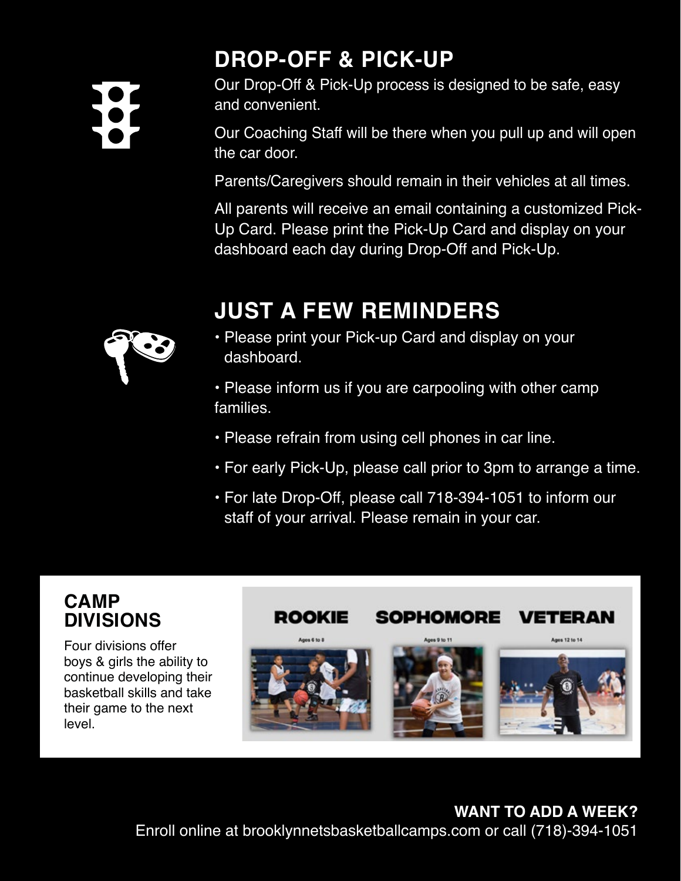## DROP-OFF & PICK-UP

Our Drop-Off & Pick-Up process is designed to be safe, easy and convenient.

Our Coaching Staff will be there when you pull up and will open the car door.

Parents/Caregivers should remain in their vehicles at all times.

All parents will receive an email containing a customized Pick-Up Card. Please print the Pick-Up Card and display on your dashboard each day during Drop-Off and Pick-Up.

## JUST A FEW REMINDERS

- Please print your Pick-up Card and display on your dashboard.
- Please inform us if you are carpooling with other camp families.
- Please refrain from using cell phones in car line.
- For early Pick-Up, please call prior to 3pm to arrange a time.
- For late Drop-Off, please call 718-394-1051 to inform our staff of your arrival. Please remain in your car.

### CAMP DIVISIONS

Four divisions offer boys & girls the ability to continue developing their basketball skills and take their game to the next level.

**ROOKIE** Ages 6 to 8

**SOPHOMORE** Ages 9 to 11

**VETERAN** Ages 12 to 14

**WANT TO ADD A WEEK?**
Enroll online at brooklynnetsbasketballcamps.com or call (718)-394-1051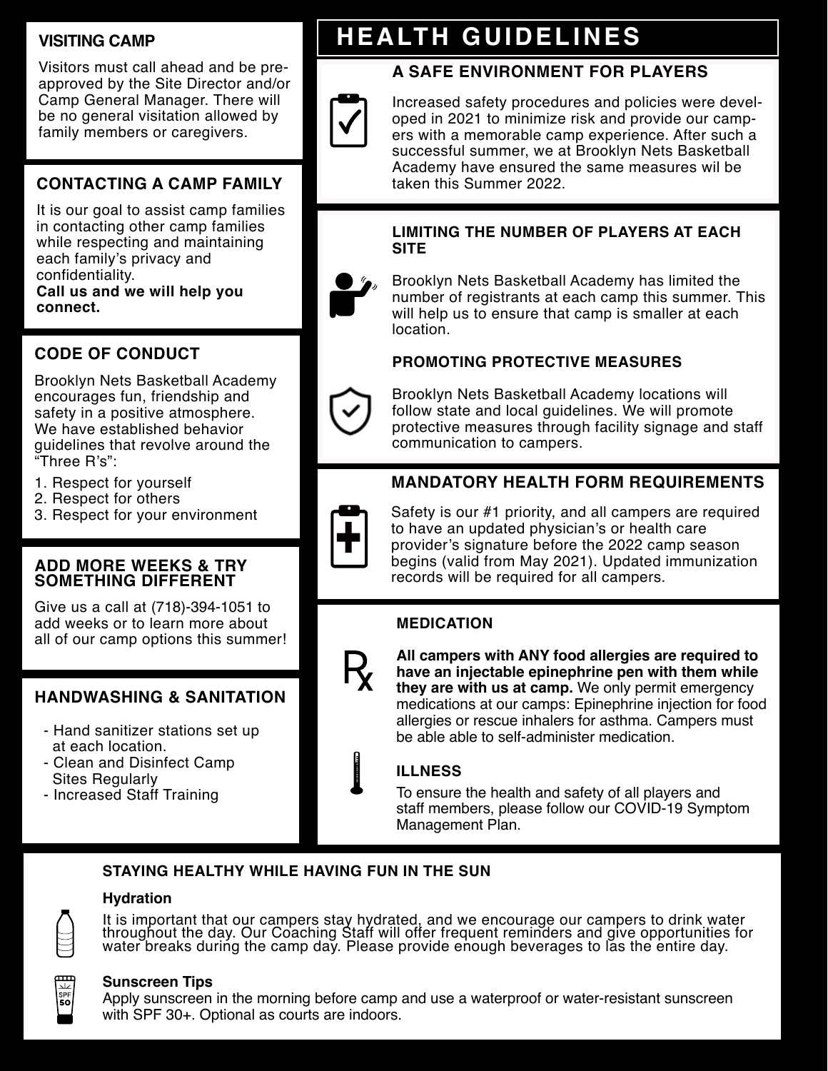## VISITING CAMP

Visitors must call ahead and be pre-approved by the Site Director and/or Camp General Manager. There will be no general visitation allowed by family members or caregivers.

## CONTACTING A CAMP FAMILY

It is our goal to assist camp families in contacting other camp families while respecting and maintaining each family's privacy and confidentiality.
**Call us and we will help you connect.**

## CODE OF CONDUCT

Brooklyn Nets Basketball Academy encourages fun, friendship and safety in a positive atmosphere. We have established behavior guidelines that revolve around the "Three R's":

1. Respect for yourself
2. Respect for others
3. Respect for your environment

## ADD MORE WEEKS & TRY SOMETHING DIFFERENT

Give us a call at (718)-394-1051 to add weeks or to learn more about all of our camp options this summer!

## HANDWASHING & SANITATION

- Hand sanitizer stations set up at each location.
- Clean and Disinfect Camp Sites Regularly
- Increased Staff Training

# HEALTH GUIDELINES

## A SAFE ENVIRONMENT FOR PLAYERS

Increased safety procedures and policies were developed in 2021 to minimize risk and provide our campers with a memorable camp experience. After such a successful summer, we at Brooklyn Nets Basketball Academy have ensured the same measures wil be taken this Summer 2022.

## LIMITING THE NUMBER OF PLAYERS AT EACH SITE

Brooklyn Nets Basketball Academy has limited the number of registrants at each camp this summer. This will help us to ensure that camp is smaller at each location.

## PROMOTING PROTECTIVE MEASURES

Brooklyn Nets Basketball Academy locations will follow state and local guidelines. We will promote protective measures through facility signage and staff communication to campers.

## MANDATORY HEALTH FORM REQUIREMENTS

Safety is our #1 priority, and all campers are required to have an updated physician's or health care provider's signature before the 2022 camp season begins (valid from May 2021). Updated immunization records will be required for all campers.

## MEDICATION

**All campers with ANY food allergies are required to have an injectable epinephrine pen with them while they are with us at camp.** We only permit emergency medications at our camps: Epinephrine injection for food allergies or rescue inhalers for asthma. Campers must be able able to self-administer medication.

## ILLNESS

To ensure the health and safety of all players and staff members, please follow our COVID-19 Symptom Management Plan.

## STAYING HEALTHY WHILE HAVING FUN IN THE SUN

### Hydration

It is important that our campers stay hydrated, and we encourage our campers to drink water throughout the day. Our Coaching Staff will offer frequent reminders and give opportunities for water breaks during the camp day. Please provide enough beverages to las the entire day.

### Sunscreen Tips

Apply sunscreen in the morning before camp and use a waterproof or water-resistant sunscreen with SPF 30+. Optional as courts are indoors.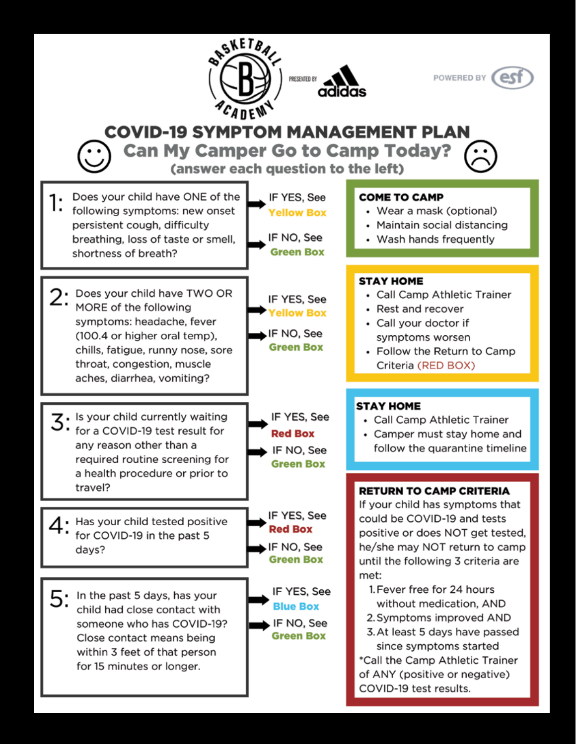BASKETBALL ACADEMY PRESENTED BY adidas

POWERED BY esf

# COVID-19 SYMPTOM MANAGEMENT PLAN

## Can My Camper Go to Camp Today?

**(answer each question to the left)**

**1:** Does your child have ONE of the following symptoms: new onset persistent cough, difficulty breathing, loss of taste or smell, shortness of breath?

- IF YES, See **Yellow Box**
- IF NO, See **Green Box**

**2:** Does your child have TWO OR MORE of the following symptoms: headache, fever (100.4 or higher oral temp), chills, fatigue, runny nose, sore throat, congestion, muscle aches, diarrhea, vomiting?

- IF YES, See **Yellow Box**
- IF NO, See **Green Box**

**3:** Is your child currently waiting for a COVID-19 test result for any reason other than a required routine screening for a health procedure or prior to travel?

- IF YES, See **Red Box**
- IF NO, See **Green Box**

**4:** Has your child tested positive for COVID-19 in the past 5 days?

- IF YES, See **Red Box**
- IF NO, See **Green Box**

**5:** In the past 5 days, has your child had close contact with someone who has COVID-19? Close contact means being within 3 feet of that person for 15 minutes or longer.

- IF YES, See **Blue Box**
- IF NO, See **Green Box**

**COME TO CAMP** (Green Box)

- Wear a mask (optional)
- Maintain social distancing
- Wash hands frequently

**STAY HOME** (Yellow Box)

- Call Camp Athletic Trainer
- Rest and recover
- Call your doctor if symptoms worsen
- Follow the Return to Camp Criteria (RED BOX)

**STAY HOME** (Blue Box)

- Call Camp Athletic Trainer
- Camper must stay home and follow the quarantine timeline

**RETURN TO CAMP CRITERIA** (Red Box)

If your child has symptoms that could be COVID-19 and tests positive or does NOT get tested, he/she may NOT return to camp until the following 3 criteria are met:

1. Fever free for 24 hours without medication, AND
2. Symptoms improved AND
3. At least 5 days have passed since symptoms started

*Call the Camp Athletic Trainer of ANY (positive or negative) COVID-19 test results.